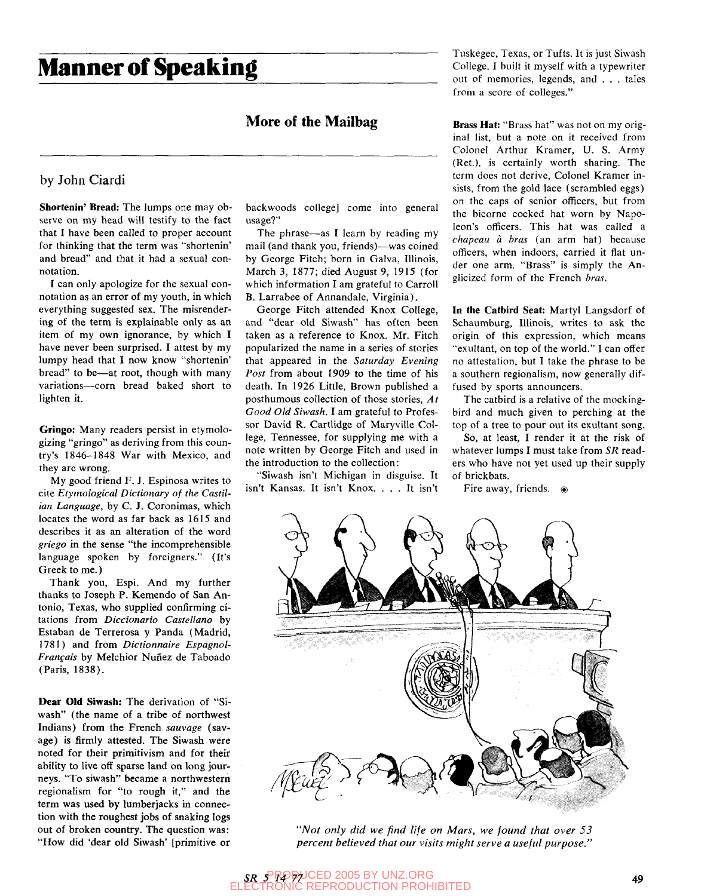# Manner of Speaking

## More of the Mailbag

by John Ciardi

**Shortenin' Bread:** The lumps one may observe on my head will testify to the fact that I have been called to proper account for thinking that the term was "shortenin' and bread" and that it had a sexual connotation.

I can only apologize for the sexual connotation as an error of my youth, in which everything suggested sex. The misrendering of the term is explainable only as an item of my own ignorance, by which I have never been surprised. I attest by my lumpy head that I now know "shortenin' bread" to be—at root, though with many variations—corn bread baked short to lighten it.

**Gringo:** Many readers persist in etymologizing "gringo" as deriving from this country's 1846–1848 War with Mexico, and they are wrong.

My good friend F. J. Espinosa writes to cite *Etymological Dictionary of the Castilian Language*, by C. J. Coronimas, which locates the word as far back as 1615 and describes it as an alteration of the word *griego* in the sense "the incomprehensible language spoken by foreigners." (It's Greek to me.)

Thank you, Espi. And my further thanks to Joseph P. Kemendo of San Antonio, Texas, who supplied confirming citations from *Diccionario Castellano* by Estaban de Terrerosa y Panda (Madrid, 1781) and from *Dictionnaire Espagnol-Français* by Melchior Nuñez de Taboado (Paris, 1838).

**Dear Old Siwash:** The derivation of "Siwash" (the name of a tribe of northwest Indians) from the French *sauvage* (savage) is firmly attested. The Siwash were noted for their primitivism and for their ability to live off sparse land on long journeys. "To siwash" became a northwestern regionalism for "to rough it," and the term was used by lumberjacks in connection with the roughest jobs of snaking logs out of broken country. The question was: "How did 'dear old Siwash' [primitive or backwoods college] come into general usage?"

The phrase—as I learn by reading my mail (and thank you, friends)—was coined by George Fitch; born in Galva, Illinois, March 3, 1877; died August 9, 1915 (for which information I am grateful to Carroll B. Larrabee of Annandale, Virginia).

George Fitch attended Knox College, and "dear old Siwash" has often been taken as a reference to Knox. Mr. Fitch popularized the name in a series of stories that appeared in the *Saturday Evening Post* from about 1909 to the time of his death. In 1926 Little, Brown published a posthumous collection of those stories, *At Good Old Siwash*. I am grateful to Professor David R. Cartlidge of Maryville College, Tennessee, for supplying me with a note written by George Fitch and used in the introduction to the collection:

"Siwash isn't Michigan in disguise. It isn't Kansas. It isn't Knox. . . . It isn't Tuskegee, Texas, or Tufts. It is just Siwash College. I built it myself with a typewriter out of memories, legends, and . . . tales from a score of colleges."

**Brass Hat:** "Brass hat" was not on my original list, but a note on it received from Colonel Arthur Kramer, U. S. Army (Ret.), is certainly worth sharing. The term does not derive, Colonel Kramer insists, from the gold lace (scrambled eggs) on the caps of senior officers, but from the bicorne cocked hat worn by Napoleon's officers. This hat was called a *chapeau à bras* (an arm hat) because officers, when indoors, carried it flat under one arm. "Brass" is simply the Anglicized form of the French *bras*.

**In the Catbird Seat:** Martyl Langsdorf of Schaumburg, Illinois, writes to ask the origin of this expression, which means "exultant, on top of the world." I can offer no attestation, but I take the phrase to be a southern regionalism, now generally diffused by sports announcers.

The catbird is a relative of the mockingbird and much given to perching at the top of a tree to pour out its exultant song.

So, at least, I render it at the risk of whatever lumps I must take from *SR* readers who have not yet used up their supply of brickbats.

Fire away, friends.

*"Not only did we find life on Mars, we found that over 53 percent believed that our visits might serve a useful purpose."*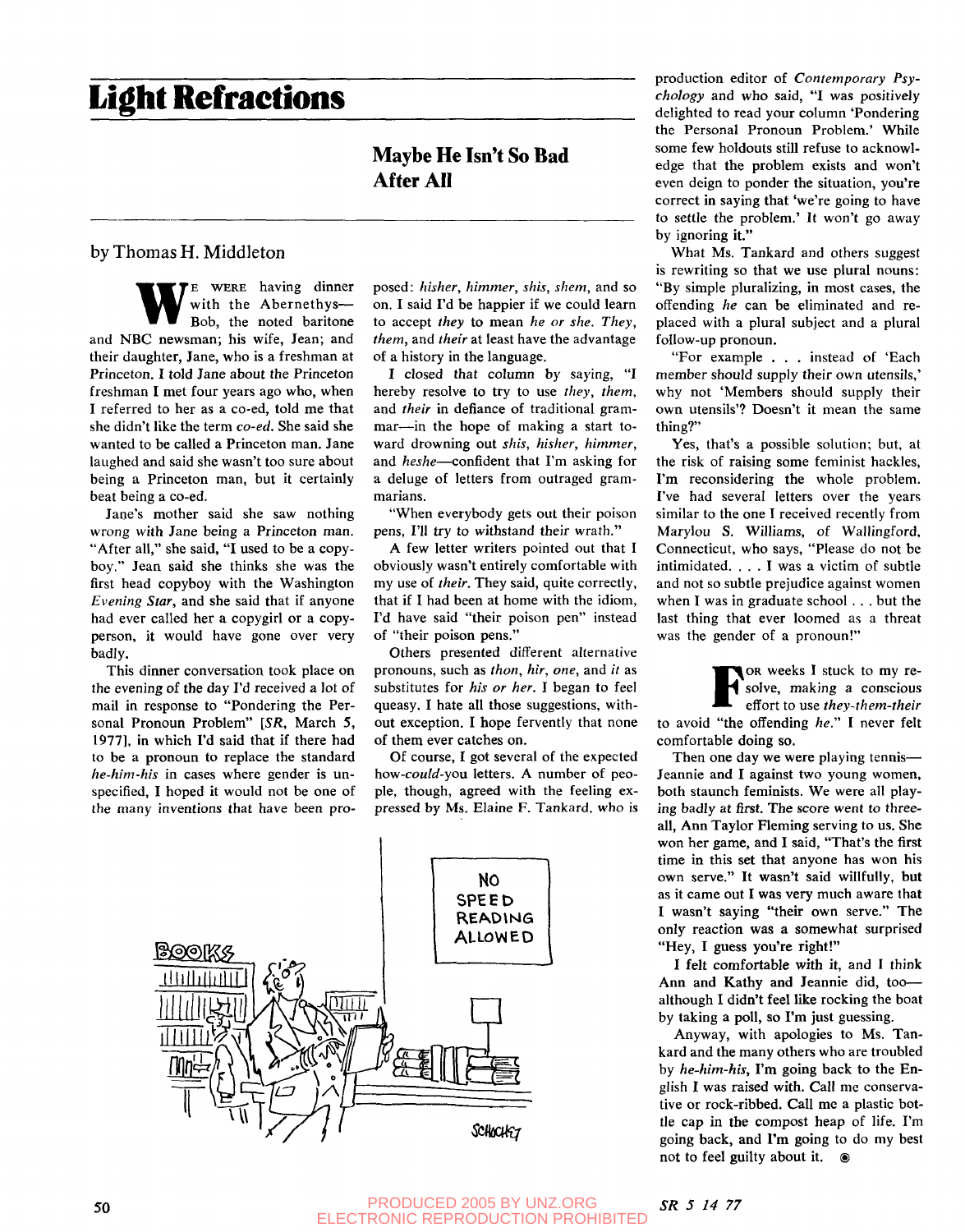# Light Refractions

## Maybe He Isn't So Bad After All

by Thomas H. Middleton

We were having dinner with the Abernethys—Bob, the noted baritone and NBC newsman; his wife, Jean; and their daughter, Jane, who is a freshman at Princeton. I told Jane about the Princeton freshman I met four years ago who, when I referred to her as a co-ed, told me that she didn't like the term *co-ed*. She said she wanted to be called a Princeton man. Jane laughed and said she wasn't too sure about being a Princeton man, but it certainly beat being a co-ed.

Jane's mother said she saw nothing wrong with Jane being a Princeton man. "After all," she said, "I used to be a copyboy." Jean said she thinks she was the first head copyboy with the Washington *Evening Star*, and she said that if anyone had ever called her a copygirl or a copyperson, it would have gone over very badly.

This dinner conversation took place on the evening of the day I'd received a lot of mail in response to "Pondering the Personal Pronoun Problem" [*SR*, March 5, 1977], in which I'd said that if there had to be a pronoun to replace the standard *he-him-his* in cases where gender is unspecified, I hoped it would not be one of the many inventions that have been proposed: *hisher*, *himmer*, *shis*, *shem*, and so on. I said I'd be happier if we could learn to accept *they* to mean *he or she*. *They*, *them*, and *their* at least have the advantage of a history in the language.

I closed that column by saying, "I hereby resolve to try to use *they*, *them*, and *their* in defiance of traditional grammar—in the hope of making a start toward drowning out *shis*, *hisher*, *himmer*, and *heshe*—confident that I'm asking for a deluge of letters from outraged grammarians.

"When everybody gets out their poison pens, I'll try to withstand their wrath."

A few letter writers pointed out that I obviously wasn't entirely comfortable with my use of *their*. They said, quite correctly, that if I had been at home with the idiom, I'd have said "their poison pen" instead of "their poison pens."

Others presented different alternative pronouns, such as *thon*, *hir*, *one*, and *it* as substitutes for *his or her*. I began to feel queasy. I hate all those suggestions, without exception. I hope fervently that none of them ever catches on.

Of course, I got several of the expected how-*could*-you letters. A number of people, though, agreed with the feeling expressed by Ms. Elaine F. Tankard, who is production editor of *Contemporary Psychology* and who said, "I was positively delighted to read your column 'Pondering the Personal Pronoun Problem.' While some few holdouts still refuse to acknowledge that the problem exists and won't even deign to ponder the situation, you're correct in saying that 'we're going to have to settle the problem.' It won't go away by ignoring it."

What Ms. Tankard and others suggest is rewriting so that we use plural nouns: "By simple pluralizing, in most cases, the offending *he* can be eliminated and replaced with a plural subject and a plural follow-up pronoun.

"For example . . . instead of 'Each member should supply their own utensils,' why not 'Members should supply their own utensils'? Doesn't it mean the same thing?"

Yes, that's a possible solution; but, at the risk of raising some feminist hackles, I'm reconsidering the whole problem. I've had several letters over the years similar to the one I received recently from Marylou S. Williams, of Wallingford, Connecticut, who says, "Please do not be intimidated. . . . I was a victim of subtle and not so subtle prejudice against women when I was in graduate school . . . but the last thing that ever loomed as a threat was the gender of a pronoun!"

For weeks I stuck to my resolve, making a conscious effort to use *they-them-their* to avoid "the offending *he*." I never felt comfortable doing so.

Then one day we were playing tennis—Jeannie and I against two young women, both staunch feminists. We were all playing badly at first. The score went to three-all, Ann Taylor Fleming serving to us. She won her game, and I said, "That's the first time in this set that anyone has won his own serve." It wasn't said willfully, but as it came out I was very much aware that I wasn't saying "their own serve." The only reaction was a somewhat surprised "Hey, I guess you're right!"

I felt comfortable with it, and I think Ann and Kathy and Jeannie did, too—although I didn't feel like rocking the boat by taking a poll, so I'm just guessing.

Anyway, with apologies to Ms. Tankard and the many others who are troubled by *he-him-his*, I'm going back to the English I was raised with. Call me conservative or rock-ribbed. Call me a plastic bottle cap in the compost heap of life. I'm going back, and I'm going to do my best not to feel guilty about it. ◉

BOOKS

NO SPEED READING ALLOWED

SCHOCHET